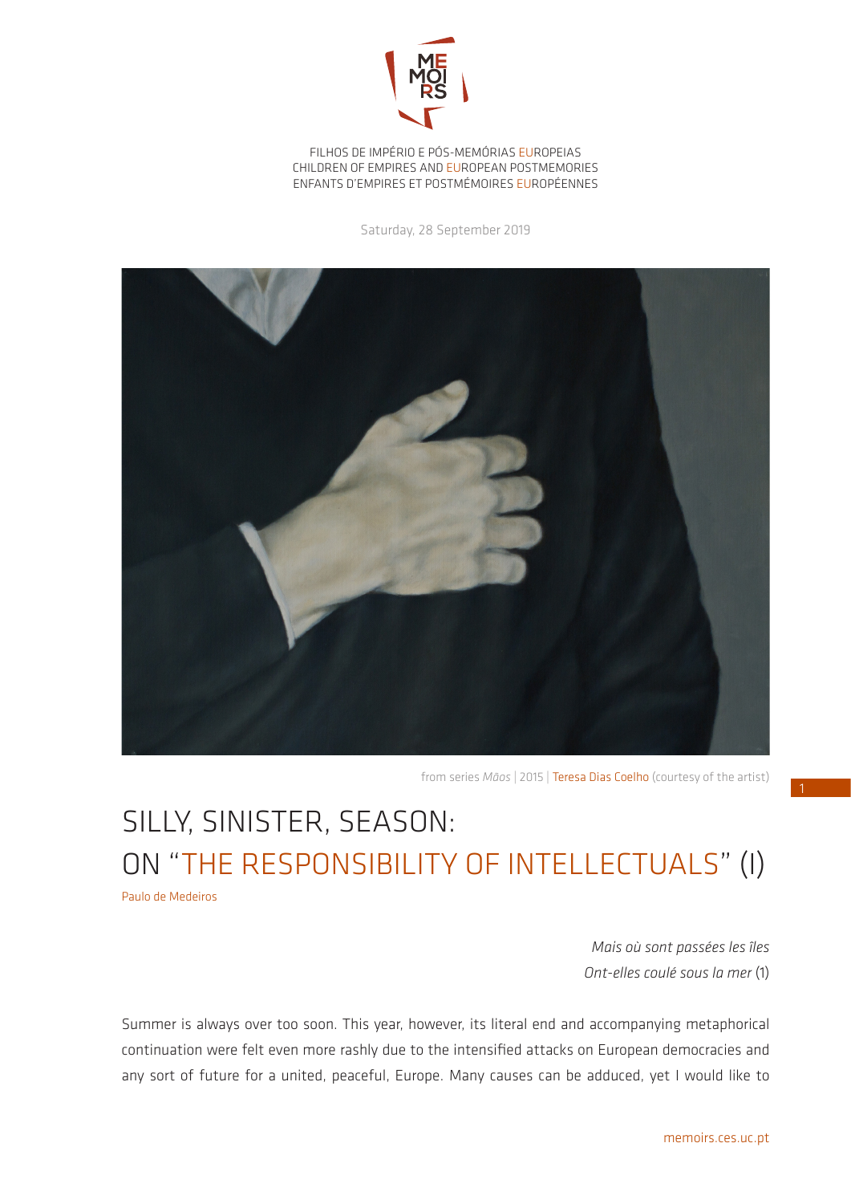FILHOS DE IMPÉRIO E PÓS-MEMÓRIAS EUROPEIAS
CHILDREN OF EMPIRES AND EUROPEAN POSTMEMORIES
ENFANTS D'EMPIRES ET POSTMÉMOIRES EUROPÉENNES

Saturday, 28 September 2019

from series *Mãos* | 2015 | Teresa Dias Coelho (courtesy of the artist)

# SILLY, SINISTER, SEASON: ON "THE RESPONSIBILITY OF INTELLECTUALS" (I)

Paulo de Medeiros

*Mais où sont passées les îles*
*Ont-elles coulé sous la mer* (1)

Summer is always over too soon. This year, however, its literal end and accompanying metaphorical continuation were felt even more rashly due to the intensified attacks on European democracies and any sort of future for a united, peaceful, Europe. Many causes can be adduced, yet I would like to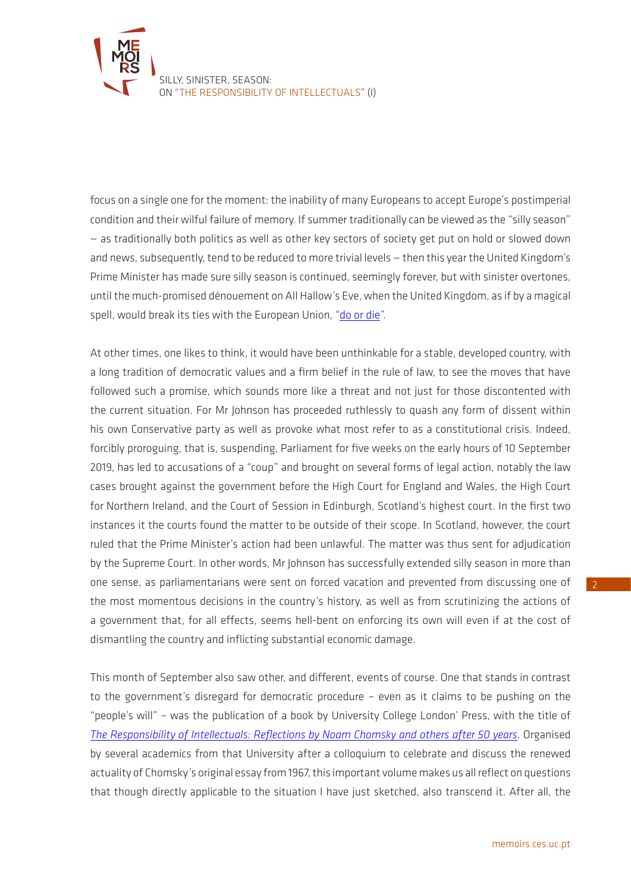focus on a single one for the moment: the inability of many Europeans to accept Europe's postimperial condition and their wilful failure of memory. If summer traditionally can be viewed as the "silly season" – as traditionally both politics as well as other key sectors of society get put on hold or slowed down and news, subsequently, tend to be reduced to more trivial levels – then this year the United Kingdom's Prime Minister has made sure silly season is continued, seemingly forever, but with sinister overtones, until the much-promised dénouement on All Hallow's Eve, when the United Kingdom, as if by a magical spell, would break its ties with the European Union, "do or die".

At other times, one likes to think, it would have been unthinkable for a stable, developed country, with a long tradition of democratic values and a firm belief in the rule of law, to see the moves that have followed such a promise, which sounds more like a threat and not just for those discontented with the current situation. For Mr Johnson has proceeded ruthlessly to quash any form of dissent within his own Conservative party as well as provoke what most refer to as a constitutional crisis. Indeed, forcibly proroguing, that is, suspending, Parliament for five weeks on the early hours of 10 September 2019, has led to accusations of a "coup" and brought on several forms of legal action, notably the law cases brought against the government before the High Court for England and Wales, the High Court for Northern Ireland, and the Court of Session in Edinburgh, Scotland's highest court. In the first two instances it the courts found the matter to be outside of their scope. In Scotland, however, the court ruled that the Prime Minister's action had been unlawful. The matter was thus sent for adjudication by the Supreme Court. In other words, Mr Johnson has successfully extended silly season in more than one sense, as parliamentarians were sent on forced vacation and prevented from discussing one of the most momentous decisions in the country's history, as well as from scrutinizing the actions of a government that, for all effects, seems hell-bent on enforcing its own will even if at the cost of dismantling the country and inflicting substantial economic damage.

This month of September also saw other, and different, events of course. One that stands in contrast to the government's disregard for democratic procedure – even as it claims to be pushing on the "people's will" – was the publication of a book by University College London' Press, with the title of *The Responsibility of Intellectuals: Reflections by Noam Chomsky and others after 50 years*. Organised by several academics from that University after a colloquium to celebrate and discuss the renewed actuality of Chomsky's original essay from 1967, this important volume makes us all reflect on questions that though directly applicable to the situation I have just sketched, also transcend it. After all, the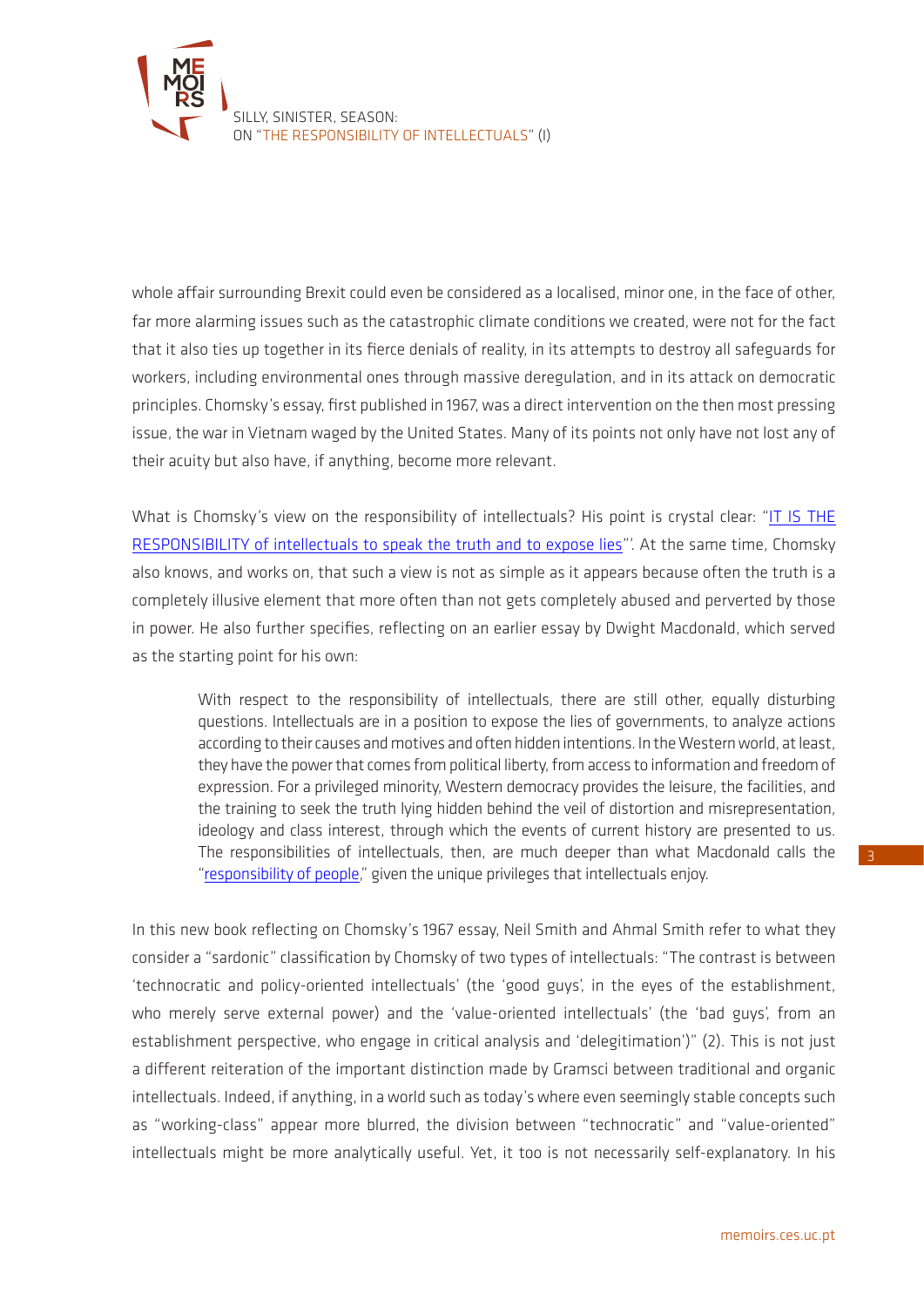whole affair surrounding Brexit could even be considered as a localised, minor one, in the face of other, far more alarming issues such as the catastrophic climate conditions we created, were not for the fact that it also ties up together in its fierce denials of reality, in its attempts to destroy all safeguards for workers, including environmental ones through massive deregulation, and in its attack on democratic principles. Chomsky's essay, first published in 1967, was a direct intervention on the then most pressing issue, the war in Vietnam waged by the United States. Many of its points not only have not lost any of their acuity but also have, if anything, become more relevant.

What is Chomsky's view on the responsibility of intellectuals? His point is crystal clear: "IT IS THE RESPONSIBILITY of intellectuals to speak the truth and to expose lies"'. At the same time, Chomsky also knows, and works on, that such a view is not as simple as it appears because often the truth is a completely illusive element that more often than not gets completely abused and perverted by those in power. He also further specifies, reflecting on an earlier essay by Dwight Macdonald, which served as the starting point for his own:

> With respect to the responsibility of intellectuals, there are still other, equally disturbing questions. Intellectuals are in a position to expose the lies of governments, to analyze actions according to their causes and motives and often hidden intentions. In the Western world, at least, they have the power that comes from political liberty, from access to information and freedom of expression. For a privileged minority, Western democracy provides the leisure, the facilities, and the training to seek the truth lying hidden behind the veil of distortion and misrepresentation, ideology and class interest, through which the events of current history are presented to us. The responsibilities of intellectuals, then, are much deeper than what Macdonald calls the "responsibility of people," given the unique privileges that intellectuals enjoy.

In this new book reflecting on Chomsky's 1967 essay, Neil Smith and Ahmal Smith refer to what they consider a "sardonic" classification by Chomsky of two types of intellectuals: "The contrast is between 'technocratic and policy-oriented intellectuals' (the 'good guys', in the eyes of the establishment, who merely serve external power) and the 'value-oriented intellectuals' (the 'bad guys', from an establishment perspective, who engage in critical analysis and 'delegitimation')" (2). This is not just a different reiteration of the important distinction made by Gramsci between traditional and organic intellectuals. Indeed, if anything, in a world such as today's where even seemingly stable concepts such as "working-class" appear more blurred, the division between "technocratic" and "value-oriented" intellectuals might be more analytically useful. Yet, it too is not necessarily self-explanatory. In his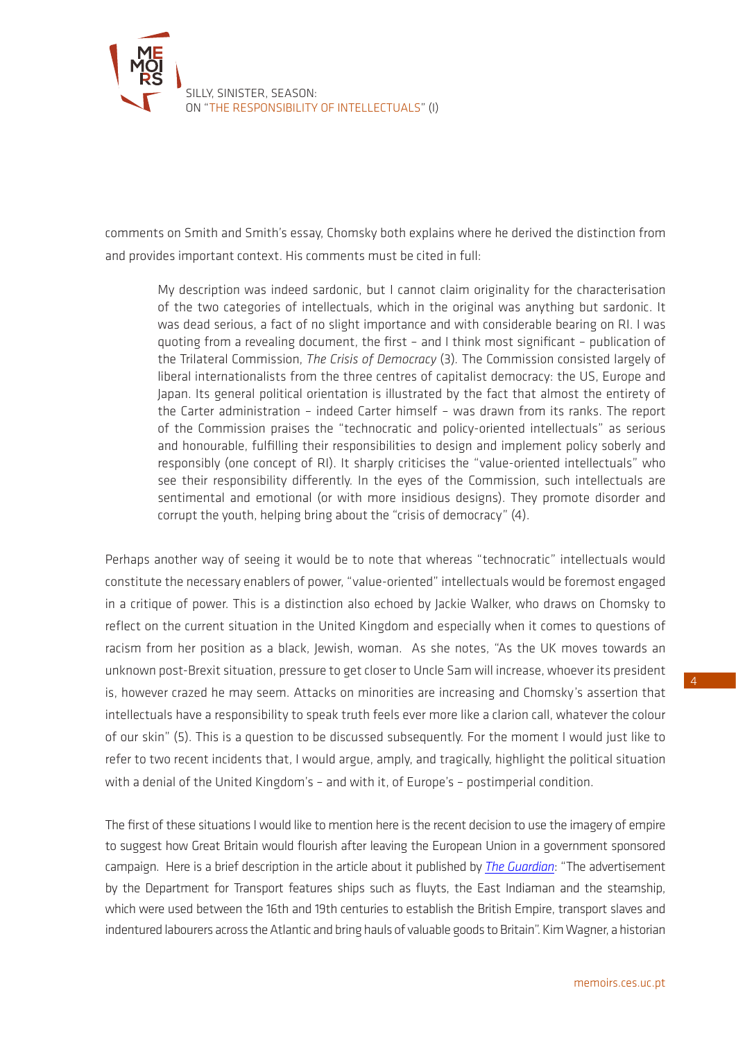comments on Smith and Smith's essay, Chomsky both explains where he derived the distinction from and provides important context. His comments must be cited in full:

> My description was indeed sardonic, but I cannot claim originality for the characterisation of the two categories of intellectuals, which in the original was anything but sardonic. It was dead serious, a fact of no slight importance and with considerable bearing on RI. I was quoting from a revealing document, the first – and I think most significant – publication of the Trilateral Commission, *The Crisis of Democracy* (3). The Commission consisted largely of liberal internationalists from the three centres of capitalist democracy: the US, Europe and Japan. Its general political orientation is illustrated by the fact that almost the entirety of the Carter administration – indeed Carter himself – was drawn from its ranks. The report of the Commission praises the "technocratic and policy-oriented intellectuals" as serious and honourable, fulfilling their responsibilities to design and implement policy soberly and responsibly (one concept of RI). It sharply criticises the "value-oriented intellectuals" who see their responsibility differently. In the eyes of the Commission, such intellectuals are sentimental and emotional (or with more insidious designs). They promote disorder and corrupt the youth, helping bring about the "crisis of democracy" (4).

Perhaps another way of seeing it would be to note that whereas "technocratic" intellectuals would constitute the necessary enablers of power, "value-oriented" intellectuals would be foremost engaged in a critique of power. This is a distinction also echoed by Jackie Walker, who draws on Chomsky to reflect on the current situation in the United Kingdom and especially when it comes to questions of racism from her position as a black, Jewish, woman. As she notes, "As the UK moves towards an unknown post-Brexit situation, pressure to get closer to Uncle Sam will increase, whoever its president is, however crazed he may seem. Attacks on minorities are increasing and Chomsky's assertion that intellectuals have a responsibility to speak truth feels ever more like a clarion call, whatever the colour of our skin" (5). This is a question to be discussed subsequently. For the moment I would just like to refer to two recent incidents that, I would argue, amply, and tragically, highlight the political situation with a denial of the United Kingdom's – and with it, of Europe's – postimperial condition.

The first of these situations I would like to mention here is the recent decision to use the imagery of empire to suggest how Great Britain would flourish after leaving the European Union in a government sponsored campaign. Here is a brief description in the article about it published by *The Guardian*: "The advertisement by the Department for Transport features ships such as fluyts, the East Indiaman and the steamship, which were used between the 16th and 19th centuries to establish the British Empire, transport slaves and indentured labourers across the Atlantic and bring hauls of valuable goods to Britain". Kim Wagner, a historian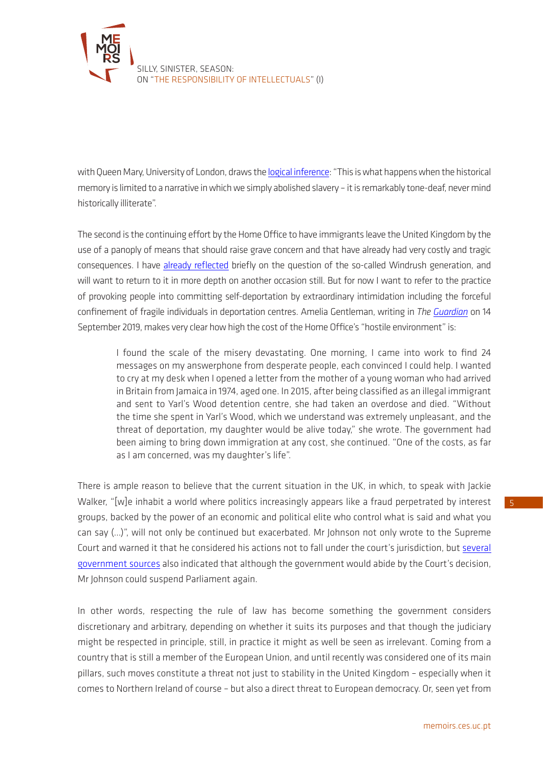with Queen Mary, University of London, draws the logical inference: "This is what happens when the historical memory is limited to a narrative in which we simply abolished slavery – it is remarkably tone-deaf, never mind historically illiterate".

The second is the continuing effort by the Home Office to have immigrants leave the United Kingdom by the use of a panoply of means that should raise grave concern and that have already had very costly and tragic consequences. I have already reflected briefly on the question of the so-called Windrush generation, and will want to return to it in more depth on another occasion still. But for now I want to refer to the practice of provoking people into committing self-deportation by extraordinary intimidation including the forceful confinement of fragile individuals in deportation centres. Amelia Gentleman, writing in *The Guardian* on 14 September 2019, makes very clear how high the cost of the Home Office's "hostile environment" is:

> I found the scale of the misery devastating. One morning, I came into work to find 24 messages on my answerphone from desperate people, each convinced I could help. I wanted to cry at my desk when I opened a letter from the mother of a young woman who had arrived in Britain from Jamaica in 1974, aged one. In 2015, after being classified as an illegal immigrant and sent to Yarl's Wood detention centre, she had taken an overdose and died. "Without the time she spent in Yarl's Wood, which we understand was extremely unpleasant, and the threat of deportation, my daughter would be alive today," she wrote. The government had been aiming to bring down immigration at any cost, she continued. "One of the costs, as far as I am concerned, was my daughter's life".

There is ample reason to believe that the current situation in the UK, in which, to speak with Jackie Walker, "[w]e inhabit a world where politics increasingly appears like a fraud perpetrated by interest groups, backed by the power of an economic and political elite who control what is said and what you can say (...)", will not only be continued but exacerbated. Mr Johnson not only wrote to the Supreme Court and warned it that he considered his actions not to fall under the court's jurisdiction, but several government sources also indicated that although the government would abide by the Court's decision, Mr Johnson could suspend Parliament again.

In other words, respecting the rule of law has become something the government considers discretionary and arbitrary, depending on whether it suits its purposes and that though the judiciary might be respected in principle, still, in practice it might as well be seen as irrelevant. Coming from a country that is still a member of the European Union, and until recently was considered one of its main pillars, such moves constitute a threat not just to stability in the United Kingdom – especially when it comes to Northern Ireland of course – but also a direct threat to European democracy. Or, seen yet from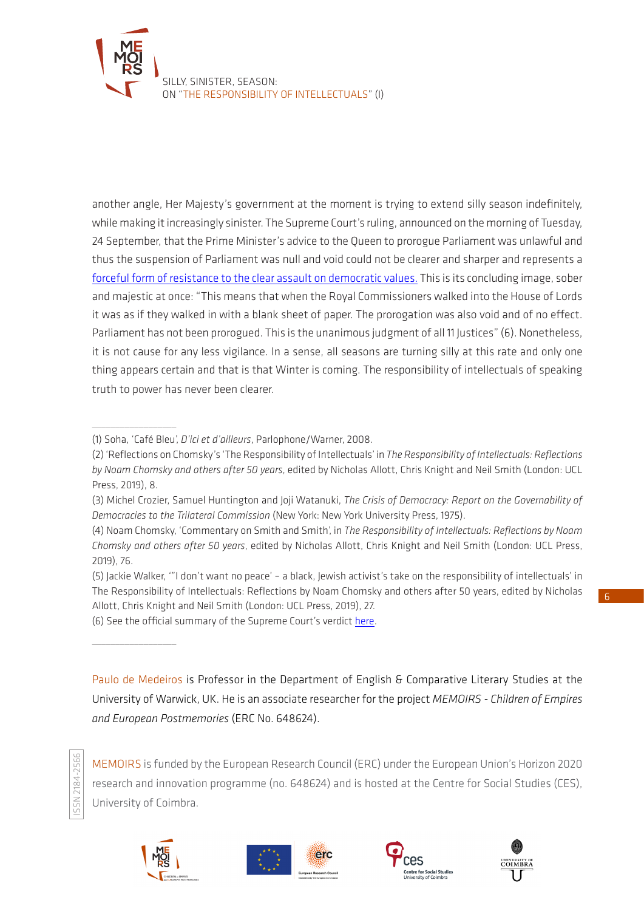another angle, Her Majesty's government at the moment is trying to extend silly season indefinitely, while making it increasingly sinister. The Supreme Court's ruling, announced on the morning of Tuesday, 24 September, that the Prime Minister's advice to the Queen to prorogue Parliament was unlawful and thus the suspension of Parliament was null and void could not be clearer and sharper and represents a forceful form of resistance to the clear assault on democratic values. This is its concluding image, sober and majestic at once: "This means that when the Royal Commissioners walked into the House of Lords it was as if they walked in with a blank sheet of paper. The prorogation was also void and of no effect. Parliament has not been prorogued. This is the unanimous judgment of all 11 Justices" (6). Nonetheless, it is not cause for any less vigilance. In a sense, all seasons are turning silly at this rate and only one thing appears certain and that is that Winter is coming. The responsibility of intellectuals of speaking truth to power has never been clearer.

---

(1) Soha, 'Café Bleu', *D'ici et d'ailleurs*, Parlophone/Warner, 2008.

(2) 'Reflections on Chomsky's 'The Responsibility of Intellectuals' in *The Responsibility of Intellectuals: Reflections by Noam Chomsky and others after 50 years*, edited by Nicholas Allott, Chris Knight and Neil Smith (London: UCL Press, 2019), 8.

(3) Michel Crozier, Samuel Huntington and Joji Watanuki, *The Crisis of Democracy: Report on the Governability of Democracies to the Trilateral Commission* (New York: New York University Press, 1975).

(4) Noam Chomsky, 'Commentary on Smith and Smith', in *The Responsibility of Intellectuals: Reflections by Noam Chomsky and others after 50 years*, edited by Nicholas Allott, Chris Knight and Neil Smith (London: UCL Press, 2019), 76.

(5) Jackie Walker, '"I don't want no peace' – a black, Jewish activist's take on the responsibility of intellectuals' in The Responsibility of Intellectuals: Reflections by Noam Chomsky and others after 50 years, edited by Nicholas Allott, Chris Knight and Neil Smith (London: UCL Press, 2019), 27.

(6) See the official summary of the Supreme Court's verdict here.

---

Paulo de Medeiros is Professor in the Department of English & Comparative Literary Studies at the University of Warwick, UK. He is an associate researcher for the project *MEMOIRS - Children of Empires and European Postmemories* (ERC No. 648624).

MEMOIRS is funded by the European Research Council (ERC) under the European Union's Horizon 2020 research and innovation programme (no. 648624) and is hosted at the Centre for Social Studies (CES), University of Coimbra.

ISSN 2184-2566